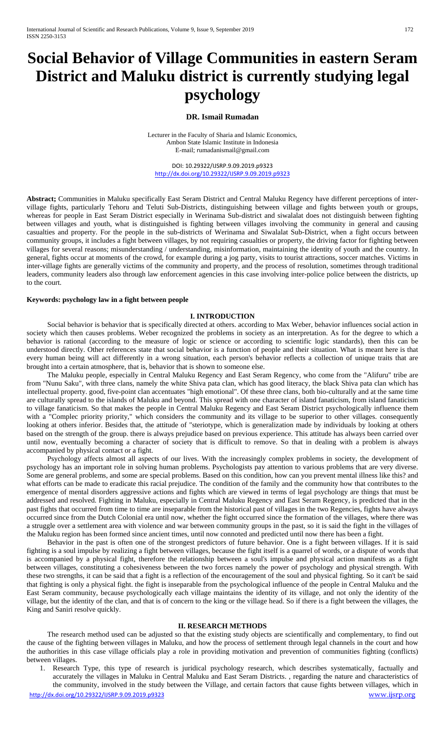# Social Behavior of Village Communities in eastern Seram District and Maluku district is currently studying legal psychology

**DR. Ismail Rumadan**

Lecturer in the Faculty of Sharia and Islamic Economics,
Ambon State Islamic Institute in Indonesia
E-mail; rumadanismail@gmail.com

DOI: 10.29322/IJSRP.9.09.2019.p9323
http://dx.doi.org/10.29322/IJSRP.9.09.2019.p9323

**Abstract;** Communities in Maluku specifically East Seram District and Central Maluku Regency have different perceptions of inter-village fights, particularly Tehoru and Teluti Sub-Districts, distinguishing between village and fights between youth or groups, whereas for people in East Seram District especially in Werinama Sub-district and siwalalat does not distinguish between fighting between villages and youth, what is distinguished is fighting between villages involving the community in general and causing casualties and property. For the people in the sub-districts of Werinama and Siwalalat Sub-District, when a fight occurs between community groups, it includes a fight between villages, by not requiring casualties or property, the driving factor for fighting between villages for several reasons; misunderstanding / understanding, misinformation, maintaining the identity of youth and the country. In general, fights occur at moments of the crowd, for example during a jog party, visits to tourist attractions, soccer matches. Victims in inter-village fights are generally victims of the community and property, and the process of resolution, sometimes through traditional leaders, community leaders also through law enforcement agencies in this case involving inter-police police between the districts, up to the court.

**Keywords: psychology law in a fight between people**

## I. INTRODUCTION

Social behavior is behavior that is specifically directed at others. according to Max Weber, behavior influences social action in society which then causes problems. Weber recognized the problems in society as an interpretation. As for the degree to which a behavior is rational (according to the measure of logic or science or according to scientific logic standards), then this can be understood directly. Other references state that social behavior is a function of people and their situation. What is meant here is that every human being will act differently in a wrong situation, each person's behavior reflects a collection of unique traits that are brought into a certain atmosphere, that is, behavior that is shown to someone else.

The Maluku people, especially in Central Maluku Regency and East Seram Regency, who come from the "Alifuru" tribe are from "Nunu Saku", with three clans, namely the white Shiva pata clan, which has good literacy, the black Shiva pata clan which has intellectual property. good, five-point clan accentuates "high emotional". Of these three clans, both bio-culturally and at the same time are culturally spread to the islands of Maluku and beyond. This spread with one character of island fanaticism, from island fanaticism to village fanaticism. So that makes the people in Central Maluku Regency and East Seram District psychologically influence them with a "Complec priority priority," which considers the community and its village to be superior to other villages. consequently looking at others inferior. Besides that, the attitude of "steriotype, which is generalization made by individuals by looking at others based on the strength of the group. there is always prejudice based on previous experience. This attitude has always been carried over until now, eventually becoming a character of society that is difficult to remove. So that in dealing with a problem is always accompanied by physical contact or a fight.

Psychology affects almost all aspects of our lives. With the increasingly complex problems in society, the development of psychology has an important role in solving human problems. Psychologists pay attention to various problems that are very diverse. Some are general problems, and some are special problems. Based on this condition, how can you prevent mental illness like this? and what efforts can be made to eradicate this racial prejudice. The condition of the family and the community how that contributes to the emergence of mental disorders aggressive actions and fights which are viewed in terms of legal psychology are things that must be addressed and resolved. Fighting in Maluku, especially in Central Maluku Regency and East Seram Regency, is predicted that in the past fights that occurred from time to time are inseparable from the historical past of villages in the two Regencies, fights have always occurred since from the Dutch Colonial era until now, whether the fight occurred since the formation of the villages, where there was a struggle over a settlement area with violence and war between community groups in the past, so it is said the fight in the villages of the Maluku region has been formed since ancient times, until now connoted and predicted until now there has been a fight.

Behavior in the past is often one of the strongest predictors of future behavior. One is a fight between villages. If it is said fighting is a soul impulse by realizing a fight between villages, because the fight itself is a quarrel of words, or a dispute of words that is accompanied by a physical fight, therefore the relationship between a soul's impulse and physical action manifests as a fight between villages, constituting a cohesiveness between the two forces namely the power of psychology and physical strength. With these two strengths, it can be said that a fight is a reflection of the encouragement of the soul and physical fighting. So it can't be said that fighting is only a physical fight. the fight is inseparable from the psychological influence of the people in Central Maluku and the East Seram community, because psychologically each village maintains the identity of its village, and not only the identity of the village, but the identity of the clan, and that is of concern to the king or the village head. So if there is a fight between the villages, the King and Saniri resolve quickly.

## II. RESEARCH METHODS

The research method used can be adjusted so that the existing study objects are scientifically and complementary, to find out the cause of the fighting between villages in Maluku, and how the process of settlement through legal channels in the court and how the authorities in this case village officials play a role in providing motivation and prevention of communities fighting (conflicts) between villages.

1. Research Type, this type of research is juridical psychology research, which describes systematically, factually and accurately the villages in Maluku in Central Maluku and East Seram Districts. , regarding the nature and characteristics of the community, involved in the study between the Village, and certain factors that cause fights between villages, which in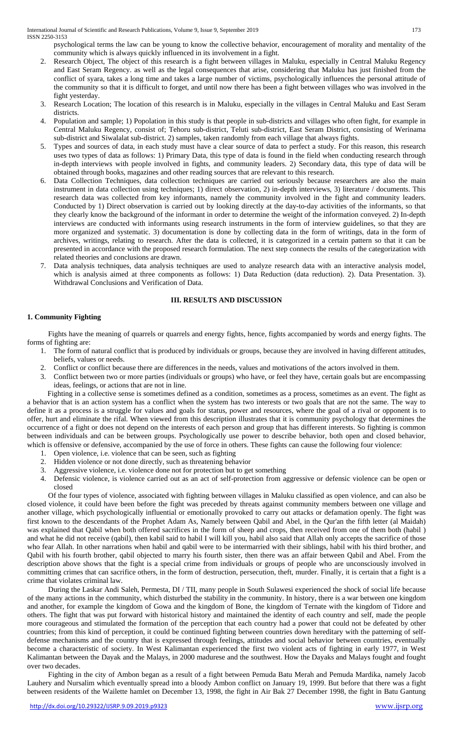psychological terms the law can be young to know the collective behavior, encouragement of morality and mentality of the community which is always quickly influenced in its involvement in a fight.

2. Research Object, The object of this research is a fight between villages in Maluku, especially in Central Maluku Regency and East Seram Regency. as well as the legal consequences that arise, considering that Maluku has just finished from the conflict of syara, takes a long time and takes a large number of victims, psychologically influences the personal attitude of the community so that it is difficult to forget, and until now there has been a fight between villages who was involved in the fight yesterday.
3. Research Location; The location of this research is in Maluku, especially in the villages in Central Maluku and East Seram districts.
4. Population and sample; 1) Popolation in this study is that people in sub-districts and villages who often fight, for example in Central Maluku Regency, consist of; Tehoru sub-district, Teluti sub-district, East Seram District, consisting of Werinama sub-district and Siwalalat sub-district. 2) samples, taken randomly from each village that always fights.
5. Types and sources of data, in each study must have a clear source of data to perfect a study. For this reason, this research uses two types of data as follows: 1) Primary Data, this type of data is found in the field when conducting research through in-depth interviews with people involved in fights, and community leaders. 2) Secondary data, this type of data will be obtained through books, magazines and other reading sources that are relevant to this research.
6. Data Collection Techniques, data collection techniques are carried out seriously because researchers are also the main instrument in data collection using techniques; 1) direct observation, 2) in-depth interviews, 3) literature / documents. This research data was collected from key informants, namely the community involved in the fight and community leaders. Conducted by 1) Direct observation is carried out by looking directly at the day-to-day activities of the informants, so that they clearly know the background of the informant in order to determine the weight of the information conveyed. 2) In-depth interviews are conducted with informants using research instruments in the form of interview guidelines, so that they are more organized and systematic. 3) documentation is done by collecting data in the form of writings, data in the form of archives, writings, relating to research. After the data is collected, it is categorized in a certain pattern so that it can be presented in accordance with the proposed research formulation. The next step connects the results of the categorization with related theories and conclusions are drawn.
7. Data analysis techniques, data analysis techniques are used to analyze research data with an interactive analysis model, which is analysis aimed at three components as follows: 1) Data Reduction (data reduction). 2). Data Presentation. 3). Withdrawal Conclusions and Verification of Data.

## III. RESULTS AND DISCUSSION

### 1. Community Fighting

Fights have the meaning of quarrels or quarrels and energy fights, hence, fights accompanied by words and energy fights. The forms of fighting are:

1. The form of natural conflict that is produced by individuals or groups, because they are involved in having different attitudes, beliefs, values or needs.
2. Conflict or conflict because there are differences in the needs, values and motivations of the actors involved in them.
3. Conflict between two or more parties (individuals or groups) who have, or feel they have, certain goals but are encompassing ideas, feelings, or actions that are not in line.

Fighting in a collective sense is sometimes defined as a condition, sometimes as a process, sometimes as an event. The fight as a behavior that is an action system has a conflict when the system has two interests or two goals that are not the same. The way to define it as a process is a struggle for values and goals for status, power and resources, where the goal of a rival or opponent is to offer, hurt and eliminate the rifal. When viewed from this description illustrates that it is community psychology that determines the occurrence of a fight or does not depend on the interests of each person and group that has different interests. So fighting is common between individuals and can be between groups. Psychologically use power to describe behavior, both open and closed behavior, which is offensive or defensive, accompanied by the use of force in others. These fights can cause the following four violence:

1. Open violence, i.e. violence that can be seen, such as fighting
2. Hidden violence or not done directly, such as threatening behavior
3. Aggressive violence, i.e. violence done not for protection but to get something
4. Defensic violence, is violence carried out as an act of self-protection from aggressive or defensic violence can be open or closed

Of the four types of violence, associated with fighting between villages in Maluku classified as open violence, and can also be closed violence, it could have been before the fight was preceded by threats against community members between one village and another village, which psychologically influential or emotionally provoked to carry out attacks or defamation openly. The fight was first known to the descendants of the Prophet Adam As, Namely between Qabil and Abel, in the Qur'an the fifth letter (al Maidah) was explained that Qabil when both offered sacrifices in the form of sheep and crops, then received from one of them both (habil ) and what he did not receive (qabil), then kabil said to habil I will kill you, habil also said that Allah only accepts the sacrifice of those who fear Allah. In other narrations when habil and qabil were to be intermarried with their siblings, habil with his third brother, and Qabil with his fourth brother, qabil objected to marry his fourth sister, then there was an affair between Qabil and Abel. From the description above shows that the fight is a special crime from individuals or groups of people who are unconsciously involved in committing crimes that can sacrifice others, in the form of destruction, persecution, theft, murder. Finally, it is certain that a fight is a crime that violates criminal law.

During the Laskar Andi Saleh, Permesta, DI / TII, many people in South Sulawesi experienced the shock of social life because of the many actions in the community, which disturbed the stability in the community. In history, there is a war between one kingdom and another, for example the kingdom of Gowa and the kingdom of Bone, the kingdom of Ternate with the kingdom of Tidore and others. The fight that was put forward with historical history and maintained the identity of each country and self, made the people more courageous and stimulated the formation of the perception that each country had a power that could not be defeated by other countries; from this kind of perception, it could be continued fighting between countries down hereditary with the patterning of self-defense mechanisms and the country that is expressed through feelings, attitudes and social behavior between countries, eventually become a characteristic of society. In West Kalimantan experienced the first two violent acts of fighting in early 1977, in West Kalimantan between the Dayak and the Malays, in 2000 madurese and the southwest. How the Dayaks and Malays fought and fought over two decades.

Fighting in the city of Ambon began as a result of a fight between Pemuda Batu Merah and Pemuda Mardika, namely Jacob Lauhery and Nursalim which eventually spread into a bloody Ambon conflict on January 19, 1999. But before that there was a fight between residents of the Wailette hamlet on December 13, 1998, the fight in Air Bak 27 December 1998, the fight in Batu Gantung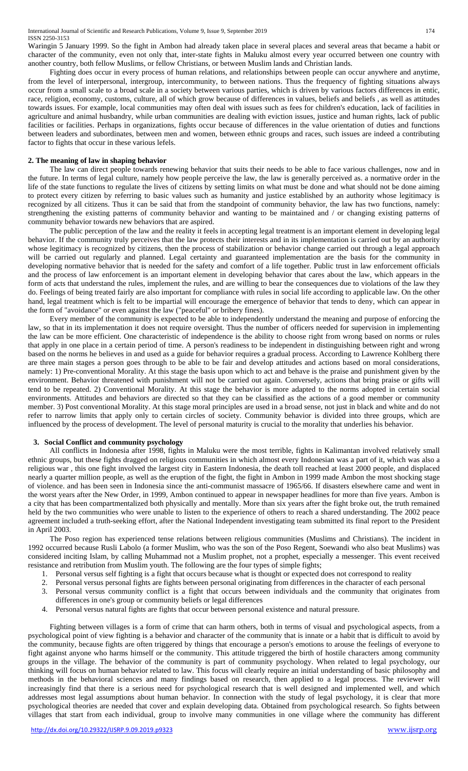Waringin 5 January 1999. So the fight in Ambon had already taken place in several places and several areas that became a habit or character of the community, even not only that, inter-state fights in Maluku almost every year occurred between one country with another country, both fellow Muslims, or fellow Christians, or between Muslim lands and Christian lands.

Fighting does occur in every process of human relations, and relationships between people can occur anywhere and anytime, from the level of interpersonal, intergroup, intercommunity, to between nations. Thus the frequency of fighting situations always occur from a small scale to a broad scale in a society between various parties, which is driven by various factors differences in entic, race, religion, economy, customs, culture, all of which grow because of differences in values, beliefs and beliefs , as well as attitudes towards issues. For example, local communities may often deal with issues such as fees for children's education, lack of facilities in agriculture and animal husbandry, while urban communities are dealing with eviction issues, justice and human rights, lack of public facilities or facilities. Perhaps in organizations, fights occur because of differences in the value orientation of duties and functions between leaders and subordinates, between men and women, between ethnic groups and races, such issues are indeed a contributing factor to fights that occur in these various lefels.

## 2. The meaning of law in shaping behavior

The law can direct people towards renewing behavior that suits their needs to be able to face various challenges, now and in the future. In terms of legal culture, namely how people perceive the law, the law is generally perceived as. a normative order in the life of the state functions to regulate the lives of citizens by setting limits on what must be done and what should not be done aiming to protect every citizen by referring to basic values such as humanity and justice established by an authority whose legitimacy is recognized by all citizens. Thus it can be said that from the standpoint of community behavior, the law has two functions, namely: strengthening the existing patterns of community behavior and wanting to be maintained and / or changing existing patterns of community behavior towards new behaviors that are aspired.

The public perception of the law and the reality it feels in accepting legal treatment is an important element in developing legal behavior. If the community truly perceives that the law protects their interests and in its implementation is carried out by an authority whose legitimacy is recognized by citizens, then the process of stabilization or behavior change carried out through a legal approach will be carried out regularly and planned. Legal certainty and guaranteed implementation are the basis for the community in developing normative behavior that is needed for the safety and comfort of a life together. Public trust in law enforcement officials and the process of law enforcement is an important element in developing behavior that cares about the law, which appears in the form of acts that understand the rules, implement the rules, and are willing to bear the consequences due to violations of the law they do. Feelings of being treated fairly are also important for compliance with rules in social life according to applicable law. On the other hand, legal treatment which is felt to be impartial will encourage the emergence of behavior that tends to deny, which can appear in the form of "avoidance" or even against the law ("peaceful" or bribery fines).

Every member of the community is expected to be able to independently understand the meaning and purpose of enforcing the law, so that in its implementation it does not require oversight. Thus the number of officers needed for supervision in implementing the law can be more efficient. One characteristic of independence is the ability to choose right from wrong based on norms or rules that apply in one place in a certain period of time. A person's readiness to be independent in distinguishing between right and wrong based on the norms he believes in and used as a guide for behavior requires a gradual process. According to Lawrence Kohlberg there are three main stages a person goes through to be able to be fair and develop attitudes and actions based on moral considerations, namely: 1) Pre-conventional Morality. At this stage the basis upon which to act and behave is the praise and punishment given by the environment. Behavior threatened with punishment will not be carried out again. Conversely, actions that bring praise or gifts will tend to be repeated. 2) Conventional Morality. At this stage the behavior is more adapted to the norms adopted in certain social environments. Attitudes and behaviors are directed so that they can be classified as the actions of a good member or community member. 3) Post conventional Morality. At this stage moral principles are used in a broad sense, not just in black and white and do not refer to narrow limits that apply only to certain circles of society. Community behavior is divided into three groups, which are influenced by the process of development. The level of personal maturity is crucial to the morality that underlies his behavior.

## 3. Social Conflict and community psychology

All conflicts in Indonesia after 1998, fights in Maluku were the most terrible, fights in Kalimantan involved relatively small ethnic groups, but these fights dragged on religious communities in which almost every Indonesian was a part of it, which was also a religious war , this one fight involved the largest city in Eastern Indonesia, the death toll reached at least 2000 people, and displaced nearly a quarter million people, as well as the eruption of the fight, the fight in Ambon in 1999 made Ambon the most shocking stage of violence. and has been seen in Indonesia since the anti-communist massacre of 1965/66. If disasters elsewhere came and went in the worst years after the New Order, in 1999, Ambon continued to appear in newspaper headlines for more than five years. Ambon is a city that has been compartmentalized both physically and mentally. More than six years after the fight broke out, the truth remained held by the two communities who were unable to listen to the experience of others to reach a shared understanding. The 2002 peace agreement included a truth-seeking effort, after the National Independent investigating team submitted its final report to the President in April 2003.

The Poso region has experienced tense relations between religious communities (Muslims and Christians). The incident in 1992 occurred because Rusli Labolo (a former Muslim, who was the son of the Poso Regent, Soewandi who also beat Muslims) was considered inciting Islam, by calling Muhammad not a Muslim prophet, not a prophet, especially a messenger. This event received resistance and retribution from Muslim youth. The following are the four types of simple fights;

1. Personal versus self fighting is a fight that occurs because what is thought or expected does not correspond to reality
2. Personal versus personal fights are fights between personal originating from differences in the character of each personal
3. Personal versus community conflict is a fight that occurs between individuals and the community that originates from differences in one's group or community beliefs or legal differences
4. Personal versus natural fights are fights that occur between personal existence and natural pressure.

Fighting between villages is a form of crime that can harm others, both in terms of visual and psychological aspects, from a psychological point of view fighting is a behavior and character of the community that is innate or a habit that is difficult to avoid by the community, because fights are often triggered by things that encourage a person's emotions to arouse the feelings of everyone to fight against anyone who harms himself or the community. This attitude triggered the birth of hostile characters among community groups in the village. The behavior of the community is part of community psychology. When related to legal psychology, our thinking will focus on human behavior related to law. This focus will clearly require an initial understanding of basic philosophy and methods in the behavioral sciences and many findings based on research, then applied to a legal process. The reviewer will increasingly find that there is a serious need for psychological research that is well designed and implemented well, and which addresses most legal assumptions about human behavior. In connection with the study of legal psychology, it is clear that more psychological theories are needed that cover and explain developing data. Obtained from psychological research. So fights between villages that start from each individual, group to involve many communities in one village where the community has different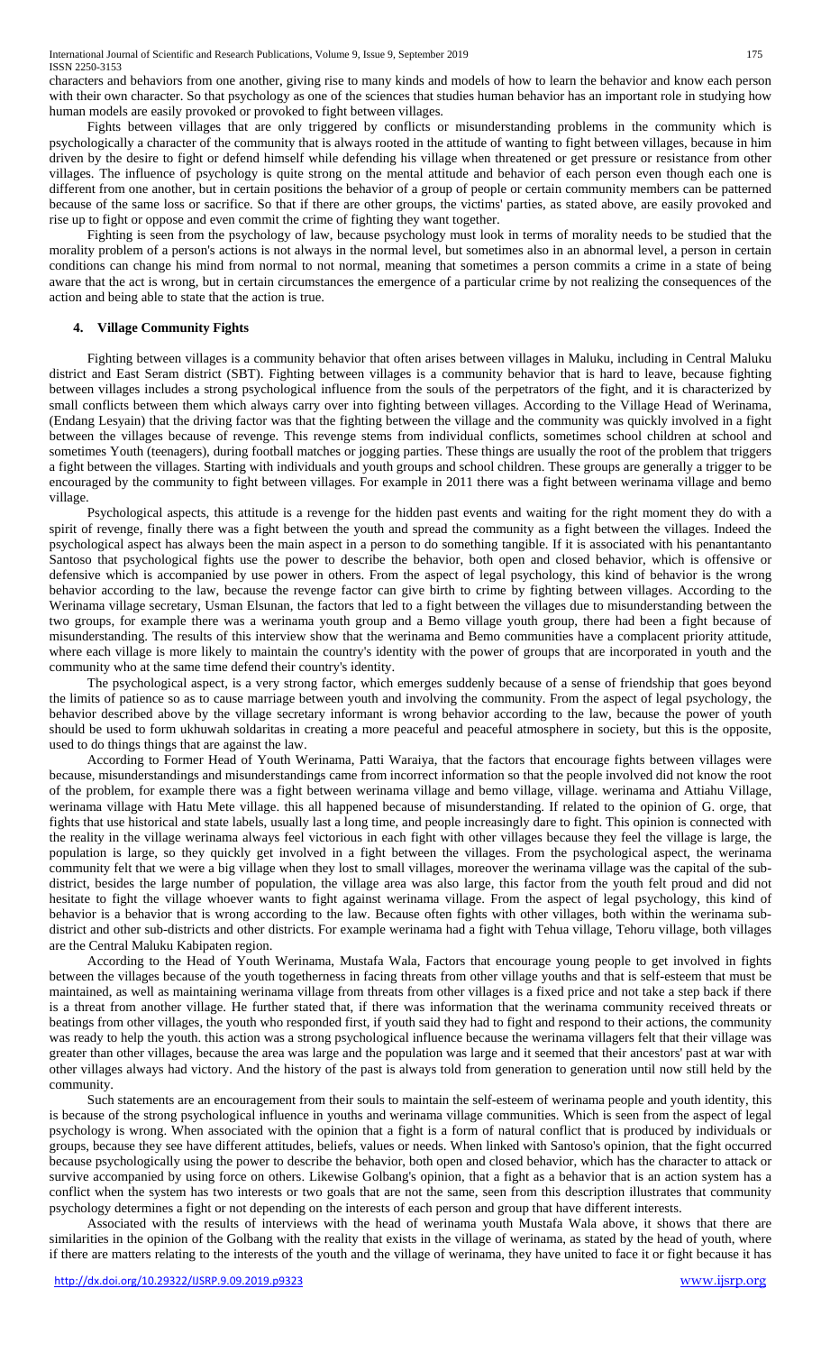characters and behaviors from one another, giving rise to many kinds and models of how to learn the behavior and know each person with their own character. So that psychology as one of the sciences that studies human behavior has an important role in studying how human models are easily provoked or provoked to fight between villages.

Fights between villages that are only triggered by conflicts or misunderstanding problems in the community which is psychologically a character of the community that is always rooted in the attitude of wanting to fight between villages, because in him driven by the desire to fight or defend himself while defending his village when threatened or get pressure or resistance from other villages. The influence of psychology is quite strong on the mental attitude and behavior of each person even though each one is different from one another, but in certain positions the behavior of a group of people or certain community members can be patterned because of the same loss or sacrifice. So that if there are other groups, the victims' parties, as stated above, are easily provoked and rise up to fight or oppose and even commit the crime of fighting they want together.

Fighting is seen from the psychology of law, because psychology must look in terms of morality needs to be studied that the morality problem of a person's actions is not always in the normal level, but sometimes also in an abnormal level, a person in certain conditions can change his mind from normal to not normal, meaning that sometimes a person commits a crime in a state of being aware that the act is wrong, but in certain circumstances the emergence of a particular crime by not realizing the consequences of the action and being able to state that the action is true.

## 4. Village Community Fights

Fighting between villages is a community behavior that often arises between villages in Maluku, including in Central Maluku district and East Seram district (SBT). Fighting between villages is a community behavior that is hard to leave, because fighting between villages includes a strong psychological influence from the souls of the perpetrators of the fight, and it is characterized by small conflicts between them which always carry over into fighting between villages. According to the Village Head of Werinama, (Endang Lesyain) that the driving factor was that the fighting between the village and the community was quickly involved in a fight between the villages because of revenge. This revenge stems from individual conflicts, sometimes school children at school and sometimes Youth (teenagers), during football matches or jogging parties. These things are usually the root of the problem that triggers a fight between the villages. Starting with individuals and youth groups and school children. These groups are generally a trigger to be encouraged by the community to fight between villages. For example in 2011 there was a fight between werinama village and bemo village.

Psychological aspects, this attitude is a revenge for the hidden past events and waiting for the right moment they do with a spirit of revenge, finally there was a fight between the youth and spread the community as a fight between the villages. Indeed the psychological aspect has always been the main aspect in a person to do something tangible. If it is associated with his penantantanto Santoso that psychological fights use the power to describe the behavior, both open and closed behavior, which is offensive or defensive which is accompanied by use power in others. From the aspect of legal psychology, this kind of behavior is the wrong behavior according to the law, because the revenge factor can give birth to crime by fighting between villages. According to the Werinama village secretary, Usman Elsunan, the factors that led to a fight between the villages due to misunderstanding between the two groups, for example there was a werinama youth group and a Bemo village youth group, there had been a fight because of misunderstanding. The results of this interview show that the werinama and Bemo communities have a complacent priority attitude, where each village is more likely to maintain the country's identity with the power of groups that are incorporated in youth and the community who at the same time defend their country's identity.

The psychological aspect, is a very strong factor, which emerges suddenly because of a sense of friendship that goes beyond the limits of patience so as to cause marriage between youth and involving the community. From the aspect of legal psychology, the behavior described above by the village secretary informant is wrong behavior according to the law, because the power of youth should be used to form ukhuwah soldaritas in creating a more peaceful and peaceful atmosphere in society, but this is the opposite, used to do things things that are against the law.

According to Former Head of Youth Werinama, Patti Waraiya, that the factors that encourage fights between villages were because, misunderstandings and misunderstandings came from incorrect information so that the people involved did not know the root of the problem, for example there was a fight between werinama village and bemo village, village. werinama and Attiahu Village, werinama village with Hatu Mete village. this all happened because of misunderstanding. If related to the opinion of G. orge, that fights that use historical and state labels, usually last a long time, and people increasingly dare to fight. This opinion is connected with the reality in the village werinama always feel victorious in each fight with other villages because they feel the village is large, the population is large, so they quickly get involved in a fight between the villages. From the psychological aspect, the werinama community felt that we were a big village when they lost to small villages, moreover the werinama village was the capital of the sub-district, besides the large number of population, the village area was also large, this factor from the youth felt proud and did not hesitate to fight the village whoever wants to fight against werinama village. From the aspect of legal psychology, this kind of behavior is a behavior that is wrong according to the law. Because often fights with other villages, both within the werinama sub-district and other sub-districts and other districts. For example werinama had a fight with Tehua village, Tehoru village, both villages are the Central Maluku Kabipaten region.

According to the Head of Youth Werinama, Mustafa Wala, Factors that encourage young people to get involved in fights between the villages because of the youth togetherness in facing threats from other village youths and that is self-esteem that must be maintained, as well as maintaining werinama village from threats from other villages is a fixed price and not take a step back if there is a threat from another village. He further stated that, if there was information that the werinama community received threats or beatings from other villages, the youth who responded first, if youth said they had to fight and respond to their actions, the community was ready to help the youth. this action was a strong psychological influence because the werinama villagers felt that their village was greater than other villages, because the area was large and the population was large and it seemed that their ancestors' past at war with other villages always had victory. And the history of the past is always told from generation to generation until now still held by the community.

Such statements are an encouragement from their souls to maintain the self-esteem of werinama people and youth identity, this is because of the strong psychological influence in youths and werinama village communities. Which is seen from the aspect of legal psychology is wrong. When associated with the opinion that a fight is a form of natural conflict that is produced by individuals or groups, because they see have different attitudes, beliefs, values or needs. When linked with Santoso's opinion, that the fight occurred because psychologically using the power to describe the behavior, both open and closed behavior, which has the character to attack or survive accompanied by using force on others. Likewise Golbang's opinion, that a fight as a behavior that is an action system has a conflict when the system has two interests or two goals that are not the same, seen from this description illustrates that community psychology determines a fight or not depending on the interests of each person and group that have different interests.

Associated with the results of interviews with the head of werinama youth Mustafa Wala above, it shows that there are similarities in the opinion of the Golbang with the reality that exists in the village of werinama, as stated by the head of youth, where if there are matters relating to the interests of the youth and the village of werinama, they have united to face it or fight because it has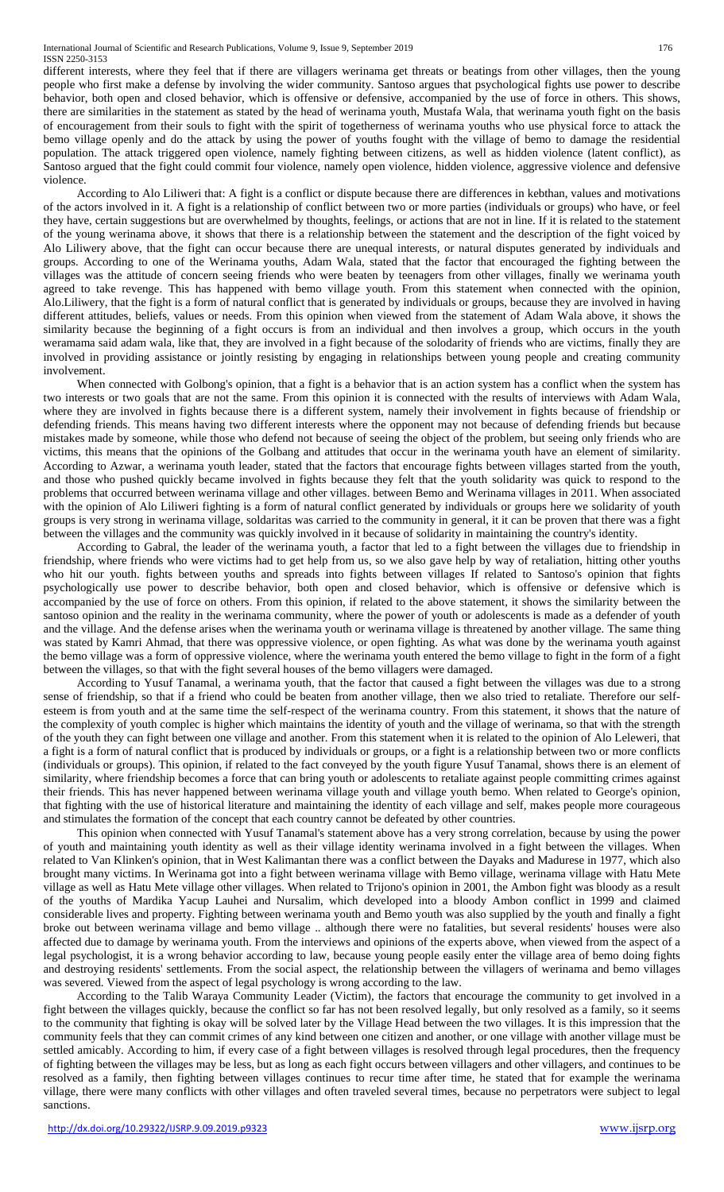different interests, where they feel that if there are villagers werinama get threats or beatings from other villages, then the young people who first make a defense by involving the wider community. Santoso argues that psychological fights use power to describe behavior, both open and closed behavior, which is offensive or defensive, accompanied by the use of force in others. This shows, there are similarities in the statement as stated by the head of werinama youth, Mustafa Wala, that werinama youth fight on the basis of encouragement from their souls to fight with the spirit of togetherness of werinama youths who use physical force to attack the bemo village openly and do the attack by using the power of youths fought with the village of bemo to damage the residential population. The attack triggered open violence, namely fighting between citizens, as well as hidden violence (latent conflict), as Santoso argued that the fight could commit four violence, namely open violence, hidden violence, aggressive violence and defensive violence.

According to Alo Liliweri that: A fight is a conflict or dispute because there are differences in kebthan, values and motivations of the actors involved in it. A fight is a relationship of conflict between two or more parties (individuals or groups) who have, or feel they have, certain suggestions but are overwhelmed by thoughts, feelings, or actions that are not in line. If it is related to the statement of the young werinama above, it shows that there is a relationship between the statement and the description of the fight voiced by Alo Liliwery above, that the fight can occur because there are unequal interests, or natural disputes generated by individuals and groups. According to one of the Werinama youths, Adam Wala, stated that the factor that encouraged the fighting between the villages was the attitude of concern seeing friends who were beaten by teenagers from other villages, finally we werinama youth agreed to take revenge. This has happened with bemo village youth. From this statement when connected with the opinion, Alo.Liliwery, that the fight is a form of natural conflict that is generated by individuals or groups, because they are involved in having different attitudes, beliefs, values or needs. From this opinion when viewed from the statement of Adam Wala above, it shows the similarity because the beginning of a fight occurs is from an individual and then involves a group, which occurs in the youth weramama said adam wala, like that, they are involved in a fight because of the solodarity of friends who are victims, finally they are involved in providing assistance or jointly resisting by engaging in relationships between young people and creating community involvement.

When connected with Golbong's opinion, that a fight is a behavior that is an action system has a conflict when the system has two interests or two goals that are not the same. From this opinion it is connected with the results of interviews with Adam Wala, where they are involved in fights because there is a different system, namely their involvement in fights because of friendship or defending friends. This means having two different interests where the opponent may not because of defending friends but because mistakes made by someone, while those who defend not because of seeing the object of the problem, but seeing only friends who are victims, this means that the opinions of the Golbang and attitudes that occur in the werinama youth have an element of similarity. According to Azwar, a werinama youth leader, stated that the factors that encourage fights between villages started from the youth, and those who pushed quickly became involved in fights because they felt that the youth solidarity was quick to respond to the problems that occurred between werinama village and other villages. between Bemo and Werinama villages in 2011. When associated with the opinion of Alo Liliweri fighting is a form of natural conflict generated by individuals or groups here we solidarity of youth groups is very strong in werinama village, soldaritas was carried to the community in general, it it can be proven that there was a fight between the villages and the community was quickly involved in it because of solidarity in maintaining the country's identity.

According to Gabral, the leader of the werinama youth, a factor that led to a fight between the villages due to friendship in friendship, where friends who were victims had to get help from us, so we also gave help by way of retaliation, hitting other youths who hit our youth. fights between youths and spreads into fights between villages If related to Santoso's opinion that fights psychologically use power to describe behavior, both open and closed behavior, which is offensive or defensive which is accompanied by the use of force on others. From this opinion, if related to the above statement, it shows the similarity between the santoso opinion and the reality in the werinama community, where the power of youth or adolescents is made as a defender of youth and the village. And the defense arises when the werinama youth or werinama village is threatened by another village. The same thing was stated by Kamri Ahmad, that there was oppressive violence, or open fighting. As what was done by the werinama youth against the bemo village was a form of oppressive violence, where the werinama youth entered the bemo village to fight in the form of a fight between the villages, so that with the fight several houses of the bemo villagers were damaged.

According to Yusuf Tanamal, a werinama youth, that the factor that caused a fight between the villages was due to a strong sense of friendship, so that if a friend who could be beaten from another village, then we also tried to retaliate. Therefore our self-esteem is from youth and at the same time the self-respect of the werinama country. From this statement, it shows that the nature of the complexity of youth complec is higher which maintains the identity of youth and the village of werinama, so that with the strength of the youth they can fight between one village and another. From this statement when it is related to the opinion of Alo Leleweri, that a fight is a form of natural conflict that is produced by individuals or groups, or a fight is a relationship between two or more conflicts (individuals or groups). This opinion, if related to the fact conveyed by the youth figure Yusuf Tanamal, shows there is an element of similarity, where friendship becomes a force that can bring youth or adolescents to retaliate against people committing crimes against their friends. This has never happened between werinama village youth and village youth bemo. When related to George's opinion, that fighting with the use of historical literature and maintaining the identity of each village and self, makes people more courageous and stimulates the formation of the concept that each country cannot be defeated by other countries.

This opinion when connected with Yusuf Tanamal's statement above has a very strong correlation, because by using the power of youth and maintaining youth identity as well as their village identity werinama involved in a fight between the villages. When related to Van Klinken's opinion, that in West Kalimantan there was a conflict between the Dayaks and Madurese in 1977, which also brought many victims. In Werinama got into a fight between werinama village with Bemo village, werinama village with Hatu Mete village as well as Hatu Mete village other villages. When related to Trijono's opinion in 2001, the Ambon fight was bloody as a result of the youths of Mardika Yacup Lauhei and Nursalim, which developed into a bloody Ambon conflict in 1999 and claimed considerable lives and property. Fighting between werinama youth and Bemo youth was also supplied by the youth and finally a fight broke out between werinama village and bemo village .. although there were no fatalities, but several residents' houses were also affected due to damage by werinama youth. From the interviews and opinions of the experts above, when viewed from the aspect of a legal psychologist, it is a wrong behavior according to law, because young people easily enter the village area of bemo doing fights and destroying residents' settlements. From the social aspect, the relationship between the villagers of werinama and bemo villages was severed. Viewed from the aspect of legal psychology is wrong according to the law.

According to the Talib Waraya Community Leader (Victim), the factors that encourage the community to get involved in a fight between the villages quickly, because the conflict so far has not been resolved legally, but only resolved as a family, so it seems to the community that fighting is okay will be solved later by the Village Head between the two villages. It is this impression that the community feels that they can commit crimes of any kind between one citizen and another, or one village with another village must be settled amicably. According to him, if every case of a fight between villages is resolved through legal procedures, then the frequency of fighting between the villages may be less, but as long as each fight occurs between villagers and other villagers, and continues to be resolved as a family, then fighting between villages continues to recur time after time, he stated that for example the werinama village, there were many conflicts with other villages and often traveled several times, because no perpetrators were subject to legal sanctions.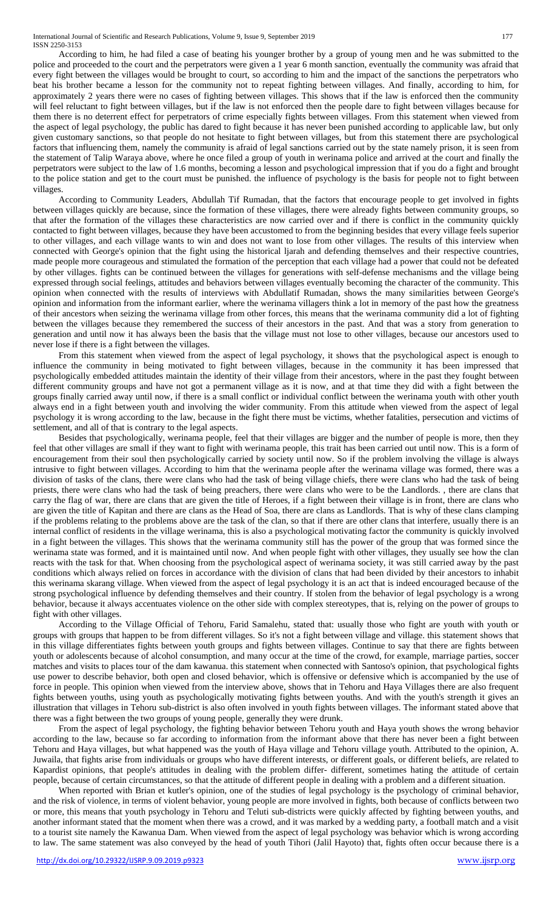According to him, he had filed a case of beating his younger brother by a group of young men and he was submitted to the police and proceeded to the court and the perpetrators were given a 1 year 6 month sanction, eventually the community was afraid that every fight between the villages would be brought to court, so according to him and the impact of the sanctions the perpetrators who beat his brother became a lesson for the community not to repeat fighting between villages. And finally, according to him, for approximately 2 years there were no cases of fighting between villages. This shows that if the law is enforced then the community will feel reluctant to fight between villages, but if the law is not enforced then the people dare to fight between villages because for them there is no deterrent effect for perpetrators of crime especially fights between villages. From this statement when viewed from the aspect of legal psychology, the public has dared to fight because it has never been punished according to applicable law, but only given customary sanctions, so that people do not hesitate to fight between villages, but from this statement there are psychological factors that influencing them, namely the community is afraid of legal sanctions carried out by the state namely prison, it is seen from the statement of Talip Waraya above, where he once filed a group of youth in werinama police and arrived at the court and finally the perpetrators were subject to the law of 1.6 months, becoming a lesson and psychological impression that if you do a fight and brought to the police station and get to the court must be punished. the influence of psychology is the basis for people not to fight between villages.

According to Community Leaders, Abdullah Tif Rumadan, that the factors that encourage people to get involved in fights between villages quickly are because, since the formation of these villages, there were already fights between community groups, so that after the formation of the villages these characteristics are now carried over and if there is conflict in the community quickly contacted to fight between villages, because they have been accustomed to from the beginning besides that every village feels superior to other villages, and each village wants to win and does not want to lose from other villages. The results of this interview when connected with George's opinion that the fight using the historical ljarah and defending themselves and their respective countries, made people more courageous and stimulated the formation of the perception that each village had a power that could not be defeated by other villages. fights can be continued between the villages for generations with self-defense mechanisms and the village being expressed through social feelings, attitudes and behaviors between villages eventually becoming the character of the community. This opinion when connected with the results of interviews with Abdullatif Rumadan, shows the many similarities between George's opinion and information from the informant earlier, where the werinama villagers think a lot in memory of the past how the greatness of their ancestors when seizing the werinama village from other forces, this means that the werinama community did a lot of fighting between the villages because they remembered the success of their ancestors in the past. And that was a story from generation to generation and until now it has always been the basis that the village must not lose to other villages, because our ancestors used to never lose if there is a fight between the villages.

From this statement when viewed from the aspect of legal psychology, it shows that the psychological aspect is enough to influence the community in being motivated to fight between villages, because in the community it has been impressed that psychologically embedded attitudes maintain the identity of their village from their ancestors, where in the past they fought between different community groups and have not got a permanent village as it is now, and at that time they did with a fight between the groups finally carried away until now, if there is a small conflict or individual conflict between the werinama youth with other youth always end in a fight between youth and involving the wider community. From this attitude when viewed from the aspect of legal psychology it is wrong according to the law, because in the fight there must be victims, whether fatalities, persecution and victims of settlement, and all of that is contrary to the legal aspects.

Besides that psychologically, werinama people, feel that their villages are bigger and the number of people is more, then they feel that other villages are small if they want to fight with werinama people, this trait has been carried out until now. This is a form of encouragement from their soul then psychologically carried by society until now. So if the problem involving the village is always intrusive to fight between villages. According to him that the werinama people after the werinama village was formed, there was a division of tasks of the clans, there were clans who had the task of being village chiefs, there were clans who had the task of being priests, there were clans who had the task of being preachers, there were clans who were to be the Landlords. , there are clans that carry the flag of war, there are clans that are given the title of Heroes, if a fight between their village is in front, there are clans who are given the title of Kapitan and there are clans as the Head of Soa, there are clans as Landlords. That is why of these clans clamping if the problems relating to the problems above are the task of the clan, so that if there are other clans that interfere, usually there is an internal conflict of residents in the village werinama, this is also a psychological motivating factor the community is quickly involved in a fight between the villages. This shows that the werinama community still has the power of the group that was formed since the werinama state was formed, and it is maintained until now. And when people fight with other villages, they usually see how the clan reacts with the task for that. When choosing from the psychological aspect of werinama society, it was still carried away by the past conditions which always relied on forces in accordance with the division of clans that had been divided by their ancestors to inhabit this werinama skarang village. When viewed from the aspect of legal psychology it is an act that is indeed encouraged because of the strong psychological influence by defending themselves and their country. If stolen from the behavior of legal psychology is a wrong behavior, because it always accentuates violence on the other side with complex stereotypes, that is, relying on the power of groups to fight with other villages.

According to the Village Official of Tehoru, Farid Samalehu, stated that: usually those who fight are youth with youth or groups with groups that happen to be from different villages. So it's not a fight between village and village. this statement shows that in this village differentiates fights between youth groups and fights between villages. Continue to say that there are fights between youth or adolescents because of alcohol consumption, and many occur at the time of the crowd, for example, marriage parties, soccer matches and visits to places tour of the dam kawanua. this statement when connected with Santoso's opinion, that psychological fights use power to describe behavior, both open and closed behavior, which is offensive or defensive which is accompanied by the use of force in people. This opinion when viewed from the interview above, shows that in Tehoru and Haya Villages there are also frequent fights between youths, using youth as psychologically motivating fights between youths. And with the youth's strength it gives an illustration that villages in Tehoru sub-district is also often involved in youth fights between villages. The informant stated above that there was a fight between the two groups of young people, generally they were drunk.

From the aspect of legal psychology, the fighting behavior between Tehoru youth and Haya youth shows the wrong behavior according to the law, because so far according to information from the informant above that there has never been a fight between Tehoru and Haya villages, but what happened was the youth of Haya village and Tehoru village youth. Attributed to the opinion, A. Juwaila, that fights arise from individuals or groups who have different interests, or different goals, or different beliefs, are related to Kapardist opinions, that people's attitudes in dealing with the problem differ- different, sometimes hating the attitude of certain people, because of certain circumstances, so that the attitude of different people in dealing with a problem and a different situation.

When reported with Brian et kutler's opinion, one of the studies of legal psychology is the psychology of criminal behavior, and the risk of violence, in terms of violent behavior, young people are more involved in fights, both because of conflicts between two or more, this means that youth psychology in Tehoru and Teluti sub-districts were quickly affected by fighting between youths, and another informant stated that the moment when there was a crowd, and it was marked by a wedding party, a football match and a visit to a tourist site namely the Kawanua Dam. When viewed from the aspect of legal psychology was behavior which is wrong according to law. The same statement was also conveyed by the head of youth Tihori (Jalil Hayoto) that, fights often occur because there is a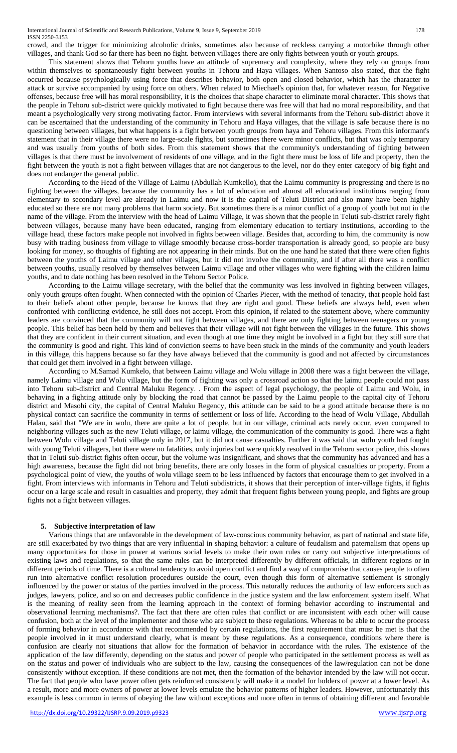crowd, and the trigger for minimizing alcoholic drinks, sometimes also because of reckless carrying a motorbike through other villages, and thank God so far there has been no fight. between villages there are only fights between youth or youth groups.

This statement shows that Tehoru youths have an attitude of supremacy and complexity, where they rely on groups from within themselves to spontaneously fight between youths in Tehoru and Haya villages. When Santoso also stated, that the fight occurred because psychologically using force that describes behavior, both open and closed behavior, which has the character to attack or survive accompanied by using force on others. When related to Miechael's opinion that, for whatever reason, for Negative offenses, because free will has moral responsibility, it is the choices that shape character to eliminate moral character. This shows that the people in Tehoru sub-district were quickly motivated to fight because there was free will that had no moral responsibility, and that meant a psychologically very strong motivating factor. From interviews with several informants from the Tehoru sub-district above it can be ascertained that the understanding of the community in Tehoru and Haya villages, that the village is safe because there is no questioning between villages, but what happens is a fight between youth groups from haya and Tehoru villages. From this informant's statement that in their village there were no large-scale fights, but sometimes there were minor conflicts, but that was only temporary and was usually from youths of both sides. From this statement shows that the community's understanding of fighting between villages is that there must be involvement of residents of one village, and in the fight there must be loss of life and property, then the fight between the youth is not a fight between villages that are not dangerous to the level, nor do they enter category of big fight and does not endanger the general public.

According to the Head of the Village of Laimu (Abdullah Kumkello), that the Laimu community is progressing and there is no fighting between the villages, because the community has a lot of education and almost all educational institutions ranging from elementary to secondary level are already in Laimu and now it is the capital of Teluti District and also many have been highly educated so there are not many problems that harm society. But sometimes there is a minor conflict of a group of youth but not in the name of the village. From the interview with the head of Laimu Village, it was shown that the people in Teluti sub-district rarely fight between villages, because many have been educated, ranging from elementary education to tertiary institutions, according to the village head, these factors make people not involved in fights between village. Besides that, according to him, the community is now busy with trading business from village to village smoothly because cross-border transportation is already good, so people are busy looking for money, so thoughts of fighting are not appearing in their minds. But on the one hand he stated that there were often fights between the youths of Laimu village and other villages, but it did not involve the community, and if after all there was a conflict between youths, usually resolved by themselves between Laimu village and other villages who were fighting with the children laimu youths, and to date nothing has been resolved in the Tehoru Sector Police.

According to the Laimu village secretary, with the belief that the community was less involved in fighting between villages, only youth groups often fought. When connected with the opinion of Charles Piecer, with the method of tenacity, that people hold fast to their beliefs about other people, because he knows that they are right and good. These beliefs are always held, even when confronted with conflicting evidence, he still does not accept. From this opinion, if related to the statement above, where community leaders are convinced that the community will not fight between villages, and there are only fighting between teenagers or young people. This belief has been held by them and believes that their village will not fight between the villages in the future. This shows that they are confident in their current situation, and even though at one time they might be involved in a fight but they still sure that the community is good and right. This kind of conviction seems to have been stuck in the minds of the community and youth leaders in this village, this happens because so far they have always believed that the community is good and not affected by circumstances that could get them involved in a fight between village.

According to M.Samad Kumkelo, that between Laimu village and Wolu village in 2008 there was a fight between the village, namely Laimu village and Wolu village, but the form of fighting was only a crossroad action so that the laimu people could not pass into Tehoru sub-district and Central Maluku Regency. . From the aspect of legal psychology, the people of Laimu and Wolu, in behaving in a fighting attitude only by blocking the road that cannot be passed by the Laimu people to the capital city of Tehoru district and Masohi city, the capital of Central Maluku Regency, this attitude can be said to be a good attitude because there is no physical contact can sacrifice the community in terms of settlement or loss of life. According to the head of Wolu Village, Abdullah Halau, said that "We are in wolu, there are quite a lot of people, but in our village, criminal acts rarely occur, even compared to neighboring villages such as the new Teluti village, or laimu village, the communication of the community is good. There was a fight between Wolu village and Teluti village only in 2017, but it did not cause casualties. Further it was said that wolu youth had fought with young Teluti villagers, but there were no fatalities, only injuries but were quickly resolved in the Tehoru sector police, this shows that in Teluti sub-district fights often occur, but the volume was insignificant, and shows that the community has advanced and has a high awareness, because the fight did not bring benefits, there are only losses in the form of physical casualties or property. From a psychological point of view, the youths of wolu village seem to be less influenced by factors that encourage them to get involved in a fight. From interviews with informants in Tehoru and Teluti subdistricts, it shows that their perception of inter-village fights, if fights occur on a large scale and result in casualties and property, they admit that frequent fights between young people, and fights are group fights not a fight between villages.

## 5. Subjective interpretation of law

Various things that are unfavorable in the development of law-conscious community behavior, as part of national and state life, are still exacerbated by two things that are very influential in shaping behavior: a culture of feudalism and paternalism that opens up many opportunities for those in power at various social levels to make their own rules or carry out subjective interpretations of existing laws and regulations, so that the same rules can be interpreted differently by different officials, in different regions or in different periods of time. There is a cultural tendency to avoid open conflict and find a way of compromise that causes people to often run into alternative conflict resolution procedures outside the court, even though this form of alternative settlement is strongly influenced by the power or status of the parties involved in the process. This naturally reduces the authority of law enforcers such as judges, lawyers, police, and so on and decreases public confidence in the justice system and the law enforcement system itself. What is the meaning of reality seen from the learning approach in the context of forming behavior according to instrumental and observational learning mechanisms?. The fact that there are often rules that conflict or are inconsistent with each other will cause confusion, both at the level of the implementer and those who are subject to these regulations. Whereas to be able to occur the process of forming behavior in accordance with that recommended by certain regulations, the first requirement that must be met is that the people involved in it must understand clearly, what is meant by these regulations. As a consequence, conditions where there is confusion are clearly not situations that allow for the formation of behavior in accordance with the rules. The existence of the application of the law differently, depending on the status and power of people who participated in the settlement process as well as on the status and power of individuals who are subject to the law, causing the consequences of the law/regulation can not be done consistently without exception. If these conditions are not met, then the formation of the behavior intended by the law will not occur. The fact that people who have power often gets reinforced consistently will make it a model for holders of power at a lower level. As a result, more and more owners of power at lower levels emulate the behavior patterns of higher leaders. However, unfortunately this example is less common in terms of obeying the law without exceptions and more often in terms of obtaining different and favorable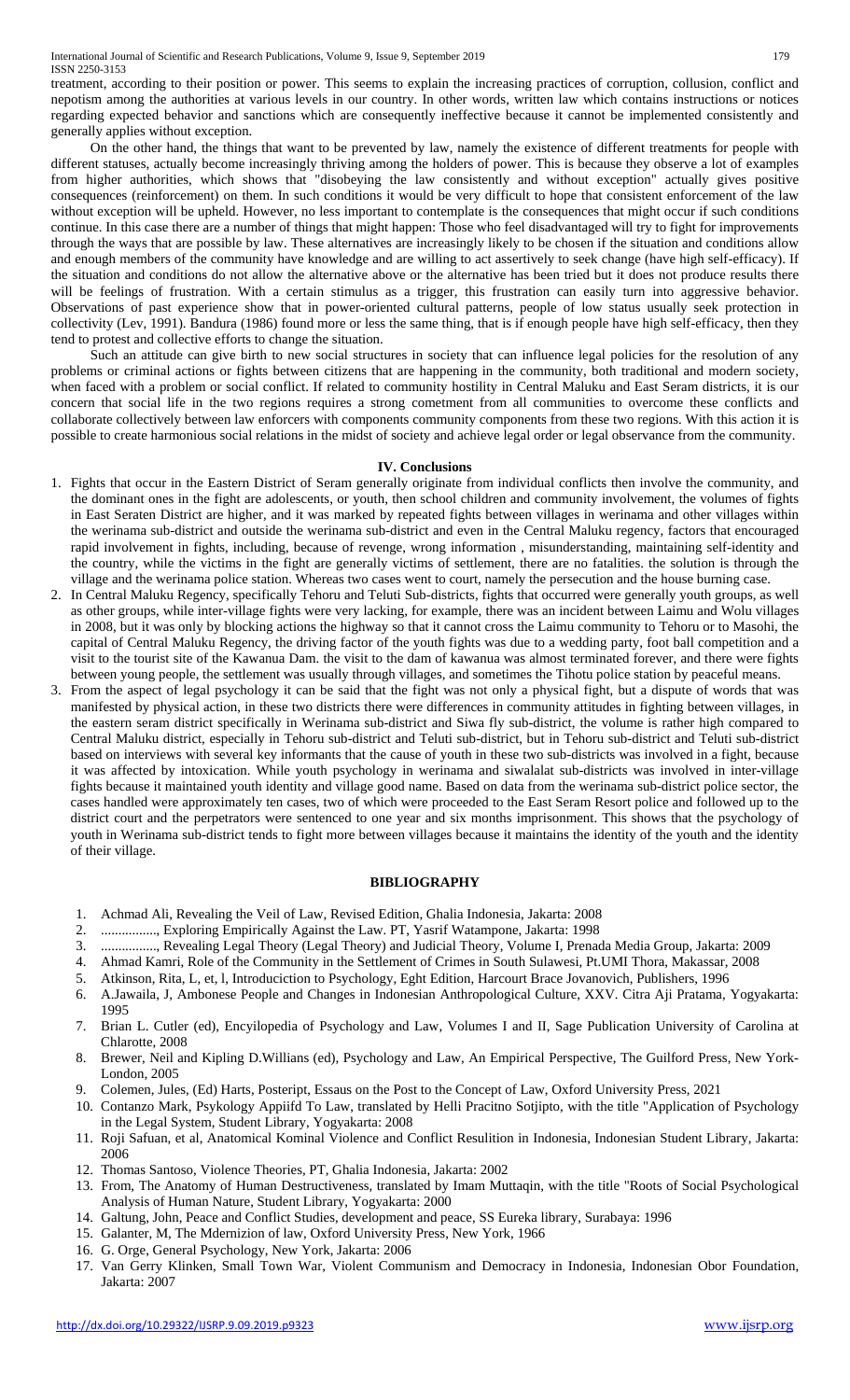treatment, according to their position or power. This seems to explain the increasing practices of corruption, collusion, conflict and nepotism among the authorities at various levels in our country. In other words, written law which contains instructions or notices regarding expected behavior and sanctions which are consequently ineffective because it cannot be implemented consistently and generally applies without exception.

On the other hand, the things that want to be prevented by law, namely the existence of different treatments for people with different statuses, actually become increasingly thriving among the holders of power. This is because they observe a lot of examples from higher authorities, which shows that "disobeying the law consistently and without exception" actually gives positive consequences (reinforcement) on them. In such conditions it would be very difficult to hope that consistent enforcement of the law without exception will be upheld. However, no less important to contemplate is the consequences that might occur if such conditions continue. In this case there are a number of things that might happen: Those who feel disadvantaged will try to fight for improvements through the ways that are possible by law. These alternatives are increasingly likely to be chosen if the situation and conditions allow and enough members of the community have knowledge and are willing to act assertively to seek change (have high self-efficacy). If the situation and conditions do not allow the alternative above or the alternative has been tried but it does not produce results there will be feelings of frustration. With a certain stimulus as a trigger, this frustration can easily turn into aggressive behavior. Observations of past experience show that in power-oriented cultural patterns, people of low status usually seek protection in collectivity (Lev, 1991). Bandura (1986) found more or less the same thing, that is if enough people have high self-efficacy, then they tend to protest and collective efforts to change the situation.

Such an attitude can give birth to new social structures in society that can influence legal policies for the resolution of any problems or criminal actions or fights between citizens that are happening in the community, both traditional and modern society, when faced with a problem or social conflict. If related to community hostility in Central Maluku and East Seram districts, it is our concern that social life in the two regions requires a strong cometment from all communities to overcome these conflicts and collaborate collectively between law enforcers with components community components from these two regions. With this action it is possible to create harmonious social relations in the midst of society and achieve legal order or legal observance from the community.

## IV. Conclusions

1. Fights that occur in the Eastern District of Seram generally originate from individual conflicts then involve the community, and the dominant ones in the fight are adolescents, or youth, then school children and community involvement, the volumes of fights in East Seraten District are higher, and it was marked by repeated fights between villages in werinama and other villages within the werinama sub-district and outside the werinama sub-district and even in the Central Maluku regency, factors that encouraged rapid involvement in fights, including, because of revenge, wrong information , misunderstanding, maintaining self-identity and the country, while the victims in the fight are generally victims of settlement, there are no fatalities. the solution is through the village and the werinama police station. Whereas two cases went to court, namely the persecution and the house burning case.
2. In Central Maluku Regency, specifically Tehoru and Teluti Sub-districts, fights that occurred were generally youth groups, as well as other groups, while inter-village fights were very lacking, for example, there was an incident between Laimu and Wolu villages in 2008, but it was only by blocking actions the highway so that it cannot cross the Laimu community to Tehoru or to Masohi, the capital of Central Maluku Regency, the driving factor of the youth fights was due to a wedding party, foot ball competition and a visit to the tourist site of the Kawanua Dam. the visit to the dam of kawanua was almost terminated forever, and there were fights between young people, the settlement was usually through villages, and sometimes the Tihotu police station by peaceful means.
3. From the aspect of legal psychology it can be said that the fight was not only a physical fight, but a dispute of words that was manifested by physical action, in these two districts there were differences in community attitudes in fighting between villages, in the eastern seram district specifically in Werinama sub-district and Siwa fly sub-district, the volume is rather high compared to Central Maluku district, especially in Tehoru sub-district and Teluti sub-district, but in Tehoru sub-district and Teluti sub-district based on interviews with several key informants that the cause of youth in these two sub-districts was involved in a fight, because it was affected by intoxication. While youth psychology in werinama and siwalalat sub-districts was involved in inter-village fights because it maintained youth identity and village good name. Based on data from the werinama sub-district police sector, the cases handled were approximately ten cases, two of which were proceeded to the East Seram Resort police and followed up to the district court and the perpetrators were sentenced to one year and six months imprisonment. This shows that the psychology of youth in Werinama sub-district tends to fight more between villages because it maintains the identity of the youth and the identity of their village.

## BIBLIOGRAPHY

1. Achmad Ali, Revealing the Veil of Law, Revised Edition, Ghalia Indonesia, Jakarta: 2008
2. ................, Exploring Empirically Against the Law. PT, Yasrif Watampone, Jakarta: 1998
3. ................, Revealing Legal Theory (Legal Theory) and Judicial Theory, Volume I, Prenada Media Group, Jakarta: 2009
4. Ahmad Kamri, Role of the Community in the Settlement of Crimes in South Sulawesi, Pt.UMI Thora, Makassar, 2008
5. Atkinson, Rita, L, et, l, Introduciction to Psychology, Eght Edition, Harcourt Brace Jovanovich, Publishers, 1996
6. A.Jawaila, J, Ambonese People and Changes in Indonesian Anthropological Culture, XXV. Citra Aji Pratama, Yogyakarta: 1995
7. Brian L. Cutler (ed), Encyilopedia of Psychology and Law, Volumes I and II, Sage Publication University of Carolina at Chlarotte, 2008
8. Brewer, Neil and Kipling D.Willians (ed), Psychology and Law, An Empirical Perspective, The Guilford Press, New York-London, 2005
9. Colemen, Jules, (Ed) Harts, Posteript, Essaus on the Post to the Concept of Law, Oxford University Press, 2021
10. Contanzo Mark, Psykology Appiifd To Law, translated by Helli Pracitno Sotjipto, with the title "Application of Psychology in the Legal System, Student Library, Yogyakarta: 2008
11. Roji Safuan, et al, Anatomical Kominal Violence and Conflict Resulition in Indonesia, Indonesian Student Library, Jakarta: 2006
12. Thomas Santoso, Violence Theories, PT, Ghalia Indonesia, Jakarta: 2002
13. From, The Anatomy of Human Destructiveness, translated by Imam Muttaqin, with the title "Roots of Social Psychological Analysis of Human Nature, Student Library, Yogyakarta: 2000
14. Galtung, John, Peace and Conflict Studies, development and peace, SS Eureka library, Surabaya: 1996
15. Galanter, M, The Mdernizion of law, Oxford University Press, New York, 1966
16. G. Orge, General Psychology, New York, Jakarta: 2006
17. Van Gerry Klinken, Small Town War, Violent Communism and Democracy in Indonesia, Indonesian Obor Foundation, Jakarta: 2007